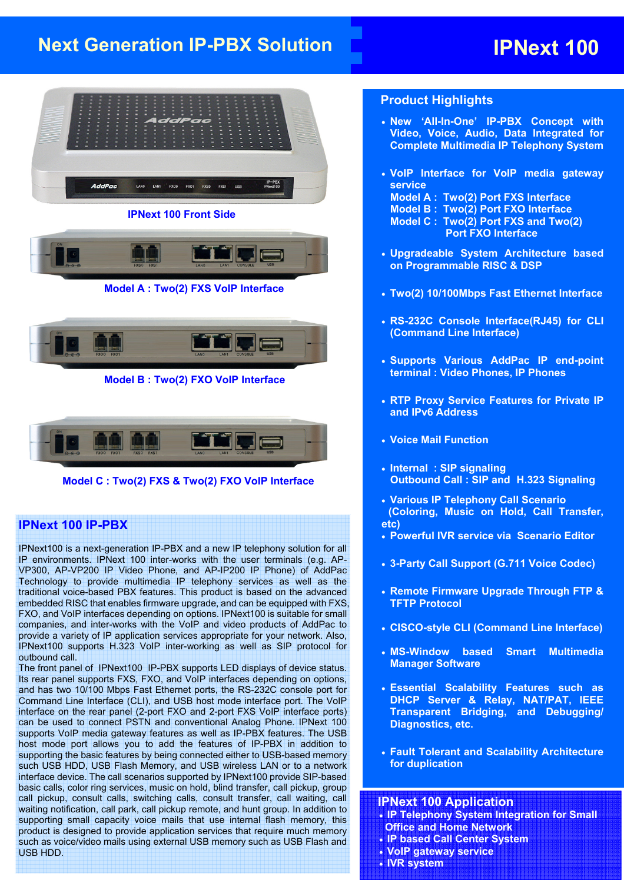# Next Generation IP-PBX Solution

# IPNext 100

IPNext 100 Front Side

Model A : Two(2) FXS VoIP Interface

Model B : Two(2) FXO VoIP Interface

Model C : Two(2) FXS & Two(2) FXO VoIP Interface

## IPNext 100 IP-PBX

IPNext100 is a next-generation IP-PBX and a new IP telephony solution for all IP environments. IPNext 100 inter-works with the user terminals (e.g. AP-VP300, AP-VP200 IP Video Phone, and AP-IP200 IP Phone) of AddPac Technology to provide multimedia IP telephony services as well as the traditional voice-based PBX features. This product is based on the advanced embedded RISC that enables firmware upgrade, and can be equipped with FXS, FXO, and VoIP interfaces depending on options. IPNext100 is suitable for small companies, and inter-works with the VoIP and video products of AddPac to provide a variety of IP application services appropriate for your network. Also, IPNext100 supports H.323 VoIP inter-working as well as SIP protocol for outbound call.

The front panel of IPNext100 IP-PBX supports LED displays of device status. Its rear panel supports FXS, FXO, and VoIP interfaces depending on options, and has two 10/100 Mbps Fast Ethernet ports, the RS-232C console port for Command Line Interface (CLI), and USB host mode interface port. The VoIP interface on the rear panel (2-port FXO and 2-port FXS VoIP interface ports) can be used to connect PSTN and conventional Analog Phone. IPNext 100 supports VoIP media gateway features as well as IP-PBX features. The USB host mode port allows you to add the features of IP-PBX in addition to supporting the basic features by being connected either to USB-based memory such USB HDD, USB Flash Memory, and USB wireless LAN or to a network interface device. The call scenarios supported by IPNext100 provide SIP-based basic calls, color ring services, music on hold, blind transfer, call pickup, group call pickup, consult calls, switching calls, consult transfer, call waiting, call waiting notification, call park, call pickup remote, and hunt group. In addition to supporting small capacity voice mails that use internal flash memory, this product is designed to provide application services that require much memory such as voice/video mails using external USB memory such as USB Flash and USB HDD.

## Product Highlights

- New 'All-In-One' IP-PBX Concept with Video, Voice, Audio, Data Integrated for Complete Multimedia IP Telephony System
- VoIP Interface for VoIP media gateway service
  Model A : Two(2) Port FXS Interface
  Model B : Two(2) Port FXO Interface
  Model C : Two(2) Port FXS and Two(2) Port FXO Interface
- Upgradeable System Architecture based on Programmable RISC & DSP
- Two(2) 10/100Mbps Fast Ethernet Interface
- RS-232C Console Interface(RJ45) for CLI (Command Line Interface)
- Supports Various AddPac IP end-point terminal : Video Phones, IP Phones
- RTP Proxy Service Features for Private IP and IPv6 Address
- Voice Mail Function
- Internal : SIP signaling
  Outbound Call : SIP and H.323 Signaling
- Various IP Telephony Call Scenario (Coloring, Music on Hold, Call Transfer, etc)
- Powerful IVR service via Scenario Editor
- 3-Party Call Support (G.711 Voice Codec)
- Remote Firmware Upgrade Through FTP & TFTP Protocol
- CISCO-style CLI (Command Line Interface)
- MS-Window based Smart Multimedia Manager Software
- Essential Scalability Features such as DHCP Server & Relay, NAT/PAT, IEEE Transparent Bridging, and Debugging/ Diagnostics, etc.
- Fault Tolerant and Scalability Architecture for duplication

## IPNext 100 Application

- IP Telephony System Integration for Small Office and Home Network
- IP based Call Center System
- VoIP gateway service
- IVR system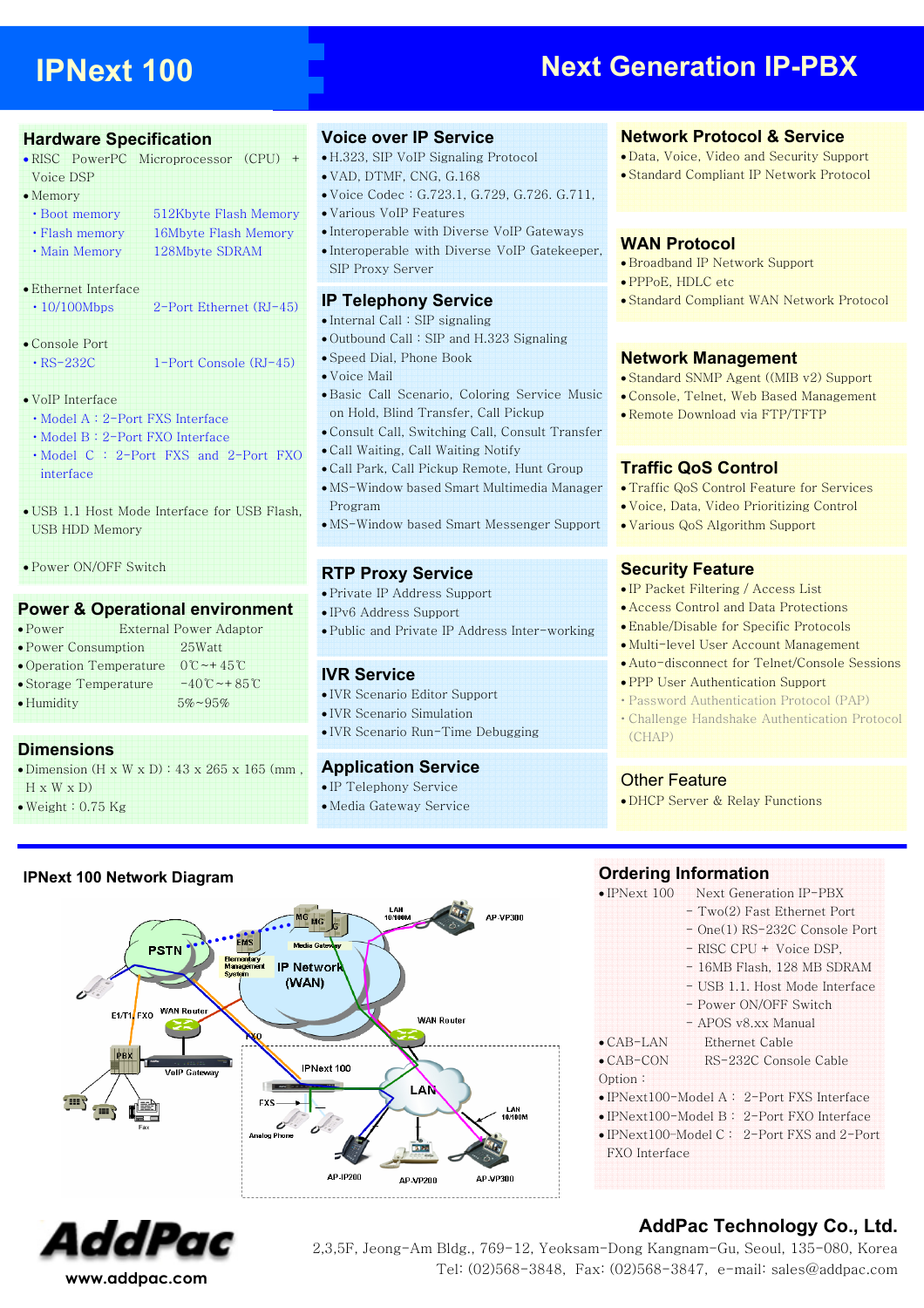# IPNext 100

# Next Generation IP-PBX

## Hardware Specification

- RISC PowerPC Microprocessor (CPU) + Voice DSP
- Memory
  - Boot memory 512Kbyte Flash Memory
  - Flash memory 16Mbyte Flash Memory
  - Main Memory 128Mbyte SDRAM
- Ethernet Interface
  - 10/100Mbps 2-Port Ethernet (RJ-45)
- Console Port
  - RS-232C 1-Port Console (RJ-45)
- VoIP Interface
  - Model A : 2-Port FXS Interface
  - Model B : 2-Port FXO Interface
  - Model C : 2-Port FXS and 2-Port FXO interface
- USB 1.1 Host Mode Interface for USB Flash, USB HDD Memory
- Power ON/OFF Switch

## Power & Operational environment

- Power External Power Adaptor
- Power Consumption 25Watt
- Operation Temperature 0℃~+45℃
- Storage Temperature -40℃~+85℃
- Humidity 5%~95%

## Dimensions

- Dimension (H x W x D) : 43 x 265 x 165 (mm , H x W x D)
- Weight : 0.75 Kg

## Voice over IP Service

- H.323, SIP VoIP Signaling Protocol
- VAD, DTMF, CNG, G.168
- Voice Codec : G.723.1, G.729, G.726. G.711,
- Various VoIP Features
- Interoperable with Diverse VoIP Gateways
- Interoperable with Diverse VoIP Gatekeeper, SIP Proxy Server

## IP Telephony Service

- Internal Call : SIP signaling
- Outbound Call : SIP and H.323 Signaling
- Speed Dial, Phone Book
- Voice Mail
- Basic Call Scenario, Coloring Service Music on Hold, Blind Transfer, Call Pickup
- Consult Call, Switching Call, Consult Transfer
- Call Waiting, Call Waiting Notify
- Call Park, Call Pickup Remote, Hunt Group
- MS-Window based Smart Multimedia Manager Program
- MS-Window based Smart Messenger Support

## RTP Proxy Service

- Private IP Address Support
- IPv6 Address Support
- Public and Private IP Address Inter-working

## IVR Service

- IVR Scenario Editor Support
- IVR Scenario Simulation
- IVR Scenario Run-Time Debugging

## Application Service

- IP Telephony Service
- Media Gateway Service

## Network Protocol & Service

- Data, Voice, Video and Security Support
- Standard Compliant IP Network Protocol

## WAN Protocol

- Broadband IP Network Support
- PPPoE, HDLC etc
- Standard Compliant WAN Network Protocol

## Network Management

- Standard SNMP Agent ((MIB v2) Support
- Console, Telnet, Web Based Management
- Remote Download via FTP/TFTP

## Traffic QoS Control

- Traffic QoS Control Feature for Services
- Voice, Data, Video Prioritizing Control
- Various QoS Algorithm Support

## Security Feature

- IP Packet Filtering / Access List
- Access Control and Data Protections
- Enable/Disable for Specific Protocols
- Multi-level User Account Management
- Auto-disconnect for Telnet/Console Sessions
- PPP User Authentication Support
  - Password Authentication Protocol (PAP)
  - Challenge Handshake Authentication Protocol (CHAP)

## Other Feature

- DHCP Server & Relay Functions

## IPNext 100 Network Diagram

PSTN
EMS
Elementary Management System
MG
Media Gateway
IP Network (WAN)
LAN 10/100M
AP-VP300
E1/T1, FXO
WAN Router
PBX
VoIP Gateway
Fax
FXO
IPNext 100
FXS
Analog Phone
LAN
LAN 10/100M
AP-IP200
AP-VP200
AP-VP300

## Ordering Information

- IPNext 100 Next Generation IP-PBX
  - Two(2) Fast Ethernet Port
  - One(1) RS-232C Console Port
  - RISC CPU + Voice DSP,
  - 16MB Flash, 128 MB SDRAM
  - USB 1.1. Host Mode Interface
  - Power ON/OFF Switch
  - APOS v8.xx Manual
- CAB-LAN Ethernet Cable
- CAB-CON RS-232C Console Cable

Option :

- IPNext100-Model A : 2-Port FXS Interface
- IPNext100-Model B : 2-Port FXO Interface
- IPNext100-Model C : 2-Port FXS and 2-Port FXO Interface

AddPac

www.addpac.com

**AddPac Technology Co., Ltd.**

2,3,5F, Jeong-Am Bldg., 769-12, Yeoksam-Dong Kangnam-Gu, Seoul, 135-080, Korea

Tel: (02)568-3848, Fax: (02)568-3847, e-mail: sales@addpac.com